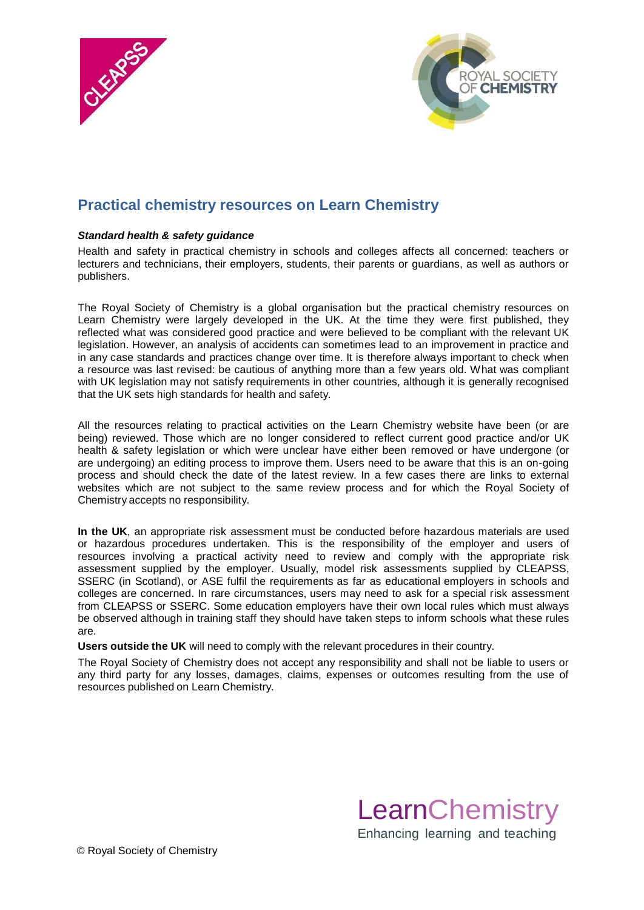# Practical chemistry resources on Learn Chemistry

***Standard health & safety guidance***

Health and safety in practical chemistry in schools and colleges affects all concerned: teachers or lecturers and technicians, their employers, students, their parents or guardians, as well as authors or publishers.

The Royal Society of Chemistry is a global organisation but the practical chemistry resources on Learn Chemistry were largely developed in the UK. At the time they were first published, they reflected what was considered good practice and were believed to be compliant with the relevant UK legislation. However, an analysis of accidents can sometimes lead to an improvement in practice and in any case standards and practices change over time. It is therefore always important to check when a resource was last revised: be cautious of anything more than a few years old. What was compliant with UK legislation may not satisfy requirements in other countries, although it is generally recognised that the UK sets high standards for health and safety.

All the resources relating to practical activities on the Learn Chemistry website have been (or are being) reviewed. Those which are no longer considered to reflect current good practice and/or UK health & safety legislation or which were unclear have either been removed or have undergone (or are undergoing) an editing process to improve them. Users need to be aware that this is an on-going process and should check the date of the latest review. In a few cases there are links to external websites which are not subject to the same review process and for which the Royal Society of Chemistry accepts no responsibility.

**In the UK**, an appropriate risk assessment must be conducted before hazardous materials are used or hazardous procedures undertaken. This is the responsibility of the employer and users of resources involving a practical activity need to review and comply with the appropriate risk assessment supplied by the employer. Usually, model risk assessments supplied by CLEAPSS, SSERC (in Scotland), or ASE fulfil the requirements as far as educational employers in schools and colleges are concerned. In rare circumstances, users may need to ask for a special risk assessment from CLEAPSS or SSERC. Some education employers have their own local rules which must always be observed although in training staff they should have taken steps to inform schools what these rules are.

**Users outside the UK** will need to comply with the relevant procedures in their country.

The Royal Society of Chemistry does not accept any responsibility and shall not be liable to users or any third party for any losses, damages, claims, expenses or outcomes resulting from the use of resources published on Learn Chemistry.

LearnChemistry
Enhancing learning and teaching

© Royal Society of Chemistry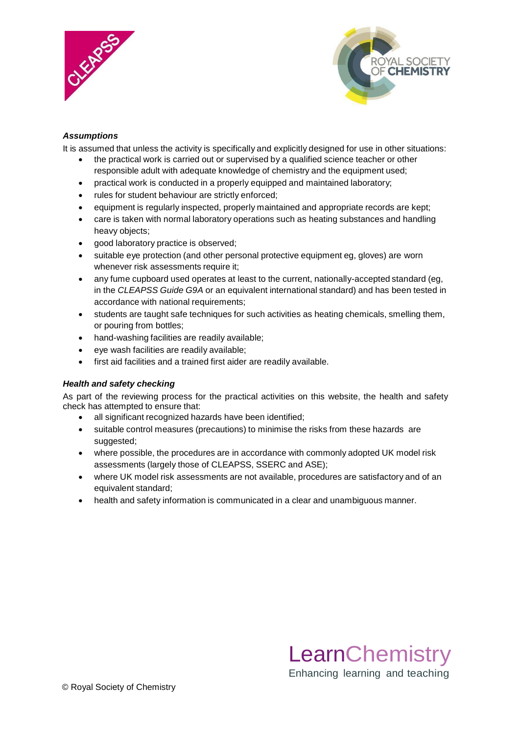***Assumptions***

It is assumed that unless the activity is specifically and explicitly designed for use in other situations:

- the practical work is carried out or supervised by a qualified science teacher or other responsible adult with adequate knowledge of chemistry and the equipment used;
- practical work is conducted in a properly equipped and maintained laboratory;
- rules for student behaviour are strictly enforced;
- equipment is regularly inspected, properly maintained and appropriate records are kept;
- care is taken with normal laboratory operations such as heating substances and handling heavy objects;
- good laboratory practice is observed;
- suitable eye protection (and other personal protective equipment eg, gloves) are worn whenever risk assessments require it;
- any fume cupboard used operates at least to the current, nationally-accepted standard (eg, in the *CLEAPSS Guide G9A* or an equivalent international standard) and has been tested in accordance with national requirements;
- students are taught safe techniques for such activities as heating chemicals, smelling them, or pouring from bottles;
- hand-washing facilities are readily available;
- eye wash facilities are readily available;
- first aid facilities and a trained first aider are readily available.

***Health and safety checking***

As part of the reviewing process for the practical activities on this website, the health and safety check has attempted to ensure that:

- all significant recognized hazards have been identified;
- suitable control measures (precautions) to minimise the risks from these hazards are suggested;
- where possible, the procedures are in accordance with commonly adopted UK model risk assessments (largely those of CLEAPSS, SSERC and ASE);
- where UK model risk assessments are not available, procedures are satisfactory and of an equivalent standard;
- health and safety information is communicated in a clear and unambiguous manner.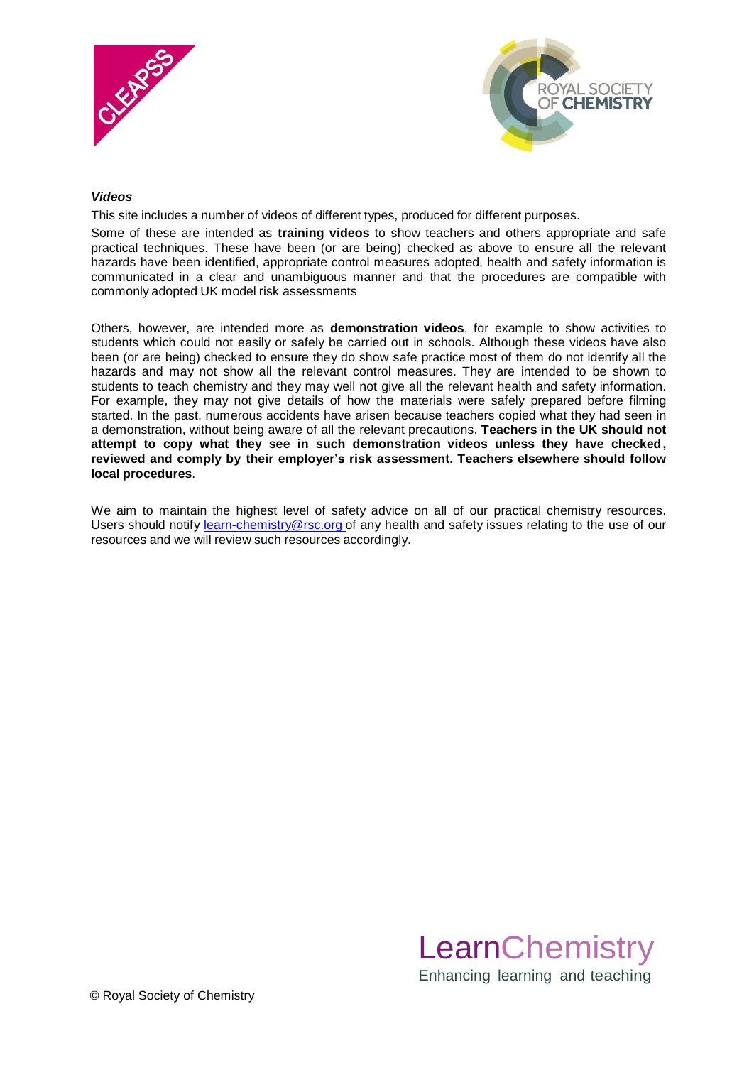***Videos***

This site includes a number of videos of different types, produced for different purposes.

Some of these are intended as **training videos** to show teachers and others appropriate and safe practical techniques. These have been (or are being) checked as above to ensure all the relevant hazards have been identified, appropriate control measures adopted, health and safety information is communicated in a clear and unambiguous manner and that the procedures are compatible with commonly adopted UK model risk assessments

Others, however, are intended more as **demonstration videos**, for example to show activities to students which could not easily or safely be carried out in schools. Although these videos have also been (or are being) checked to ensure they do show safe practice most of them do not identify all the hazards and may not show all the relevant control measures. They are intended to be shown to students to teach chemistry and they may well not give all the relevant health and safety information. For example, they may not give details of how the materials were safely prepared before filming started. In the past, numerous accidents have arisen because teachers copied what they had seen in a demonstration, without being aware of all the relevant precautions. **Teachers in the UK should not attempt to copy what they see in such demonstration videos unless they have checked, reviewed and comply by their employer's risk assessment. Teachers elsewhere should follow local procedures**.

We aim to maintain the highest level of safety advice on all of our practical chemistry resources. Users should notify learn-chemistry@rsc.org of any health and safety issues relating to the use of our resources and we will review such resources accordingly.